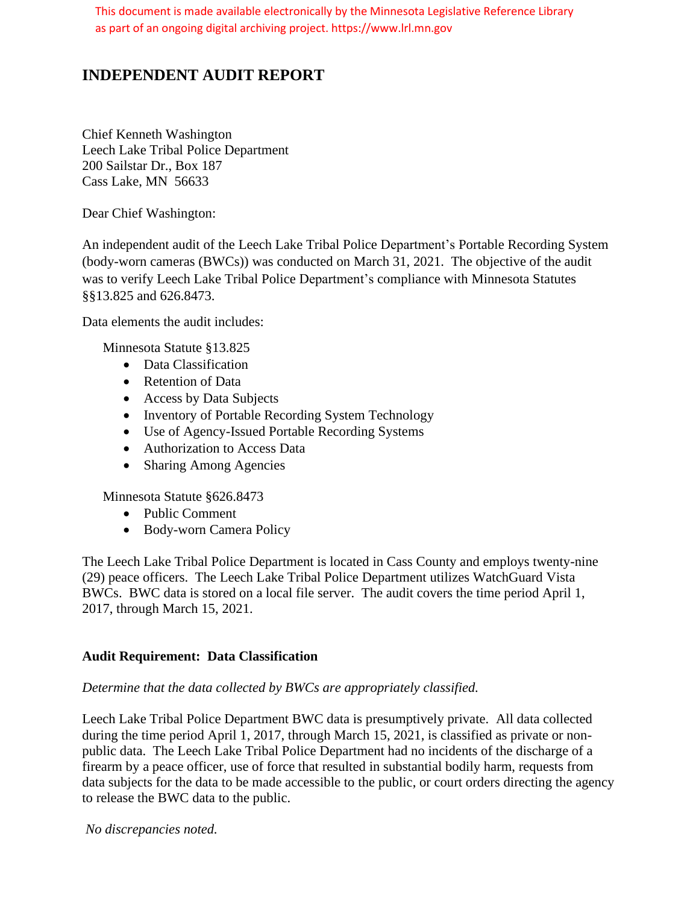This document is made available electronically by the Minnesota Legislative Reference Library as part of an ongoing digital archiving project. https://www.lrl.mn.gov

# INDEPENDENT AUDIT REPORT

Chief Kenneth Washington
Leech Lake Tribal Police Department
200 Sailstar Dr., Box 187
Cass Lake, MN 56633

Dear Chief Washington:

An independent audit of the Leech Lake Tribal Police Department's Portable Recording System (body-worn cameras (BWCs)) was conducted on March 31, 2021. The objective of the audit was to verify Leech Lake Tribal Police Department's compliance with Minnesota Statutes §§13.825 and 626.8473.

Data elements the audit includes:

Minnesota Statute §13.825

- Data Classification
- Retention of Data
- Access by Data Subjects
- Inventory of Portable Recording System Technology
- Use of Agency-Issued Portable Recording Systems
- Authorization to Access Data
- Sharing Among Agencies

Minnesota Statute §626.8473

- Public Comment
- Body-worn Camera Policy

The Leech Lake Tribal Police Department is located in Cass County and employs twenty-nine (29) peace officers. The Leech Lake Tribal Police Department utilizes WatchGuard Vista BWCs. BWC data is stored on a local file server. The audit covers the time period April 1, 2017, through March 15, 2021.

### Audit Requirement: Data Classification

*Determine that the data collected by BWCs are appropriately classified.*

Leech Lake Tribal Police Department BWC data is presumptively private. All data collected during the time period April 1, 2017, through March 15, 2021, is classified as private or non-public data. The Leech Lake Tribal Police Department had no incidents of the discharge of a firearm by a peace officer, use of force that resulted in substantial bodily harm, requests from data subjects for the data to be made accessible to the public, or court orders directing the agency to release the BWC data to the public.

*No discrepancies noted.*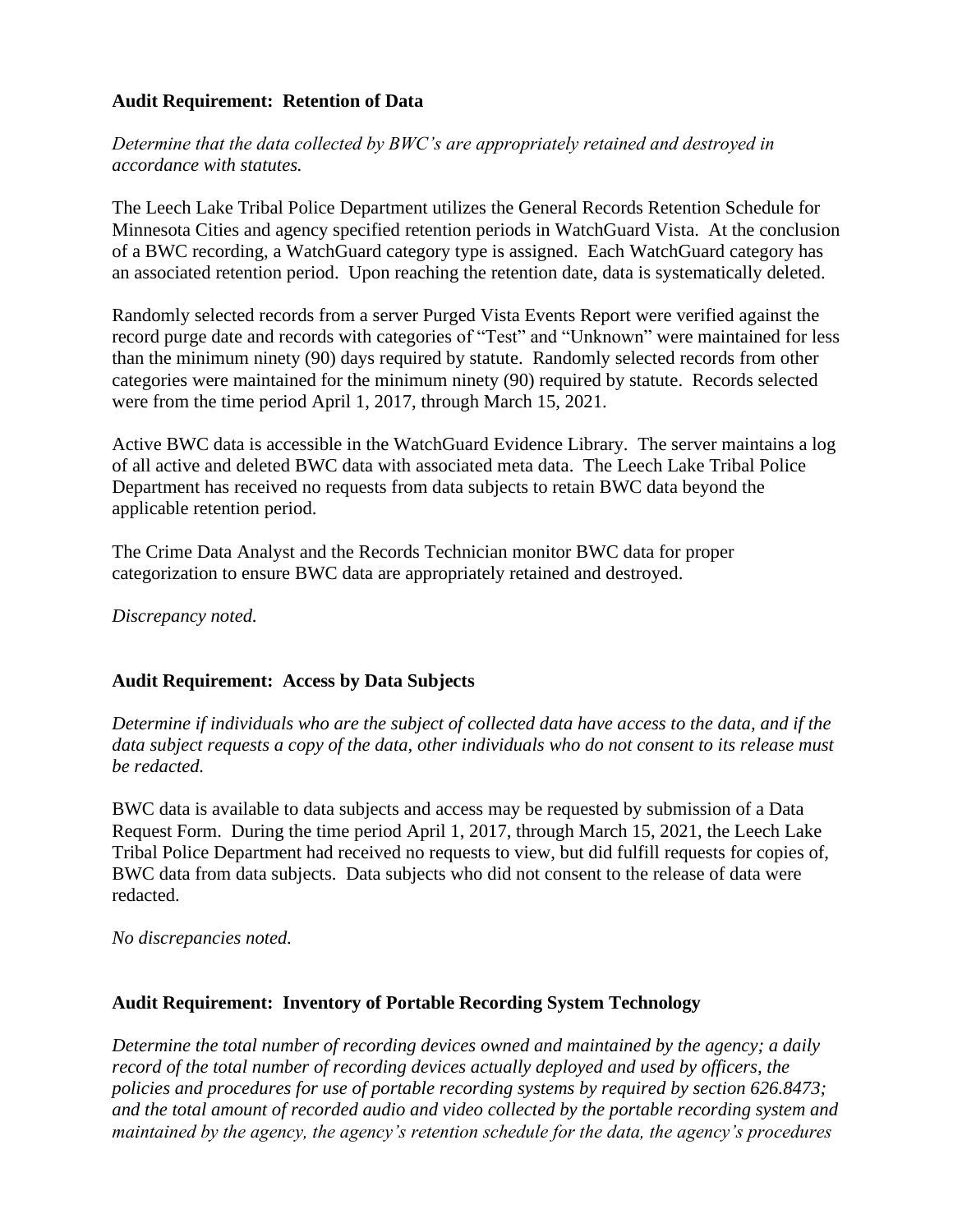**Audit Requirement: Retention of Data**

*Determine that the data collected by BWC's are appropriately retained and destroyed in accordance with statutes.*

The Leech Lake Tribal Police Department utilizes the General Records Retention Schedule for Minnesota Cities and agency specified retention periods in WatchGuard Vista. At the conclusion of a BWC recording, a WatchGuard category type is assigned. Each WatchGuard category has an associated retention period. Upon reaching the retention date, data is systematically deleted.

Randomly selected records from a server Purged Vista Events Report were verified against the record purge date and records with categories of "Test" and "Unknown" were maintained for less than the minimum ninety (90) days required by statute. Randomly selected records from other categories were maintained for the minimum ninety (90) required by statute. Records selected were from the time period April 1, 2017, through March 15, 2021.

Active BWC data is accessible in the WatchGuard Evidence Library. The server maintains a log of all active and deleted BWC data with associated meta data. The Leech Lake Tribal Police Department has received no requests from data subjects to retain BWC data beyond the applicable retention period.

The Crime Data Analyst and the Records Technician monitor BWC data for proper categorization to ensure BWC data are appropriately retained and destroyed.

*Discrepancy noted.*

**Audit Requirement: Access by Data Subjects**

*Determine if individuals who are the subject of collected data have access to the data, and if the data subject requests a copy of the data, other individuals who do not consent to its release must be redacted.*

BWC data is available to data subjects and access may be requested by submission of a Data Request Form. During the time period April 1, 2017, through March 15, 2021, the Leech Lake Tribal Police Department had received no requests to view, but did fulfill requests for copies of, BWC data from data subjects. Data subjects who did not consent to the release of data were redacted.

*No discrepancies noted.*

**Audit Requirement: Inventory of Portable Recording System Technology**

*Determine the total number of recording devices owned and maintained by the agency; a daily record of the total number of recording devices actually deployed and used by officers, the policies and procedures for use of portable recording systems by required by section 626.8473; and the total amount of recorded audio and video collected by the portable recording system and maintained by the agency, the agency's retention schedule for the data, the agency's procedures*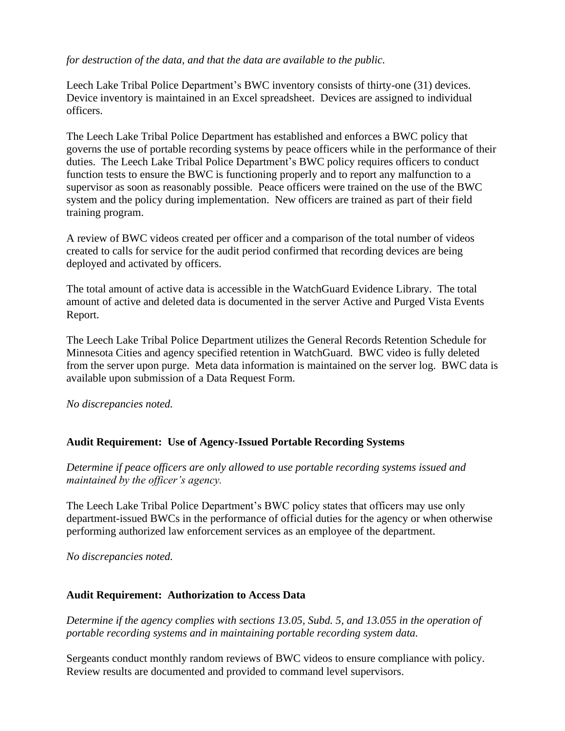*for destruction of the data, and that the data are available to the public.*

Leech Lake Tribal Police Department's BWC inventory consists of thirty-one (31) devices. Device inventory is maintained in an Excel spreadsheet. Devices are assigned to individual officers.

The Leech Lake Tribal Police Department has established and enforces a BWC policy that governs the use of portable recording systems by peace officers while in the performance of their duties. The Leech Lake Tribal Police Department's BWC policy requires officers to conduct function tests to ensure the BWC is functioning properly and to report any malfunction to a supervisor as soon as reasonably possible. Peace officers were trained on the use of the BWC system and the policy during implementation. New officers are trained as part of their field training program.

A review of BWC videos created per officer and a comparison of the total number of videos created to calls for service for the audit period confirmed that recording devices are being deployed and activated by officers.

The total amount of active data is accessible in the WatchGuard Evidence Library. The total amount of active and deleted data is documented in the server Active and Purged Vista Events Report.

The Leech Lake Tribal Police Department utilizes the General Records Retention Schedule for Minnesota Cities and agency specified retention in WatchGuard. BWC video is fully deleted from the server upon purge. Meta data information is maintained on the server log. BWC data is available upon submission of a Data Request Form.

*No discrepancies noted.*

**Audit Requirement: Use of Agency-Issued Portable Recording Systems**

*Determine if peace officers are only allowed to use portable recording systems issued and maintained by the officer's agency.*

The Leech Lake Tribal Police Department's BWC policy states that officers may use only department-issued BWCs in the performance of official duties for the agency or when otherwise performing authorized law enforcement services as an employee of the department.

*No discrepancies noted.*

**Audit Requirement: Authorization to Access Data**

*Determine if the agency complies with sections 13.05, Subd. 5, and 13.055 in the operation of portable recording systems and in maintaining portable recording system data.*

Sergeants conduct monthly random reviews of BWC videos to ensure compliance with policy. Review results are documented and provided to command level supervisors.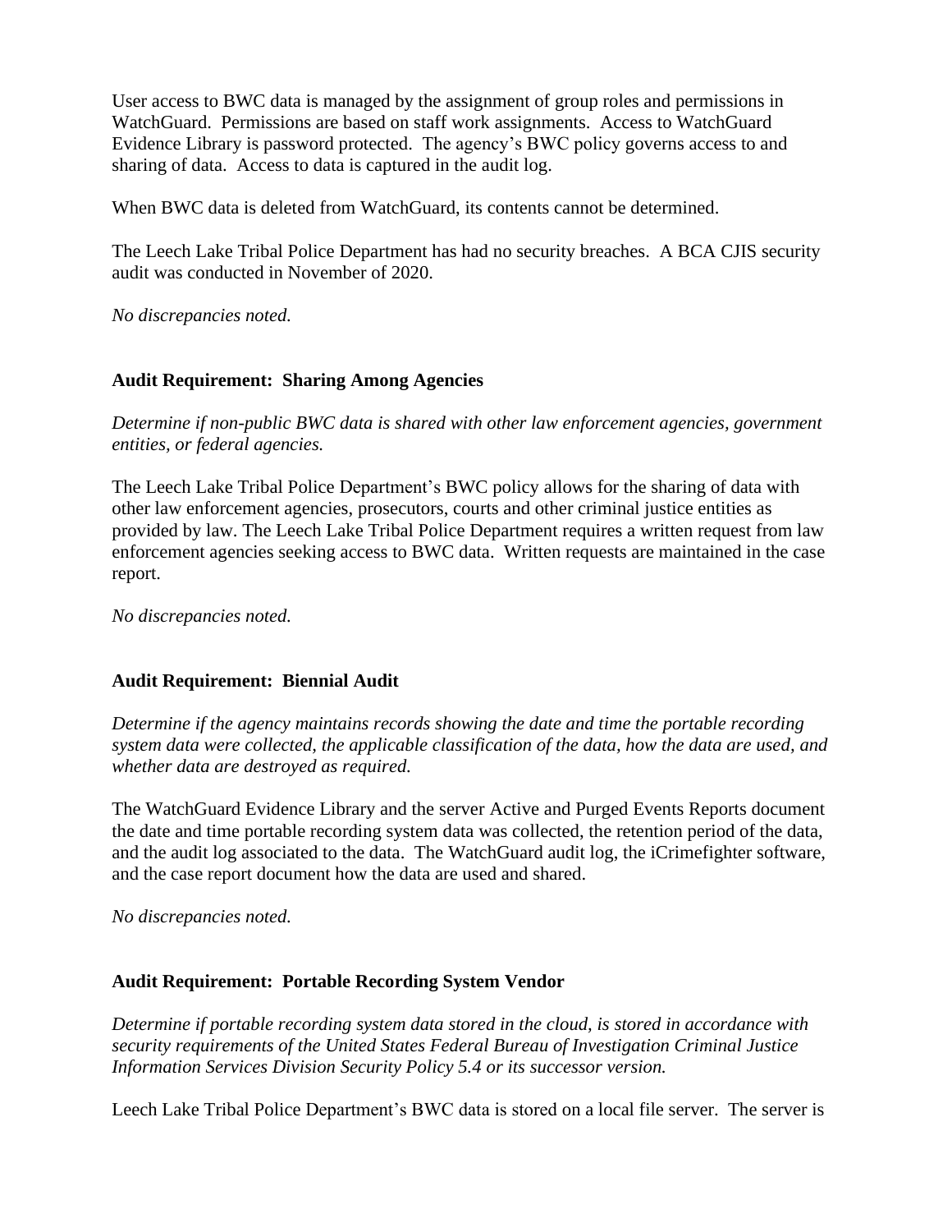User access to BWC data is managed by the assignment of group roles and permissions in WatchGuard. Permissions are based on staff work assignments. Access to WatchGuard Evidence Library is password protected. The agency's BWC policy governs access to and sharing of data. Access to data is captured in the audit log.

When BWC data is deleted from WatchGuard, its contents cannot be determined.

The Leech Lake Tribal Police Department has had no security breaches. A BCA CJIS security audit was conducted in November of 2020.

*No discrepancies noted.*

**Audit Requirement: Sharing Among Agencies**

*Determine if non-public BWC data is shared with other law enforcement agencies, government entities, or federal agencies.*

The Leech Lake Tribal Police Department's BWC policy allows for the sharing of data with other law enforcement agencies, prosecutors, courts and other criminal justice entities as provided by law. The Leech Lake Tribal Police Department requires a written request from law enforcement agencies seeking access to BWC data. Written requests are maintained in the case report.

*No discrepancies noted.*

**Audit Requirement: Biennial Audit**

*Determine if the agency maintains records showing the date and time the portable recording system data were collected, the applicable classification of the data, how the data are used, and whether data are destroyed as required.*

The WatchGuard Evidence Library and the server Active and Purged Events Reports document the date and time portable recording system data was collected, the retention period of the data, and the audit log associated to the data. The WatchGuard audit log, the iCrimefighter software, and the case report document how the data are used and shared.

*No discrepancies noted.*

**Audit Requirement: Portable Recording System Vendor**

*Determine if portable recording system data stored in the cloud, is stored in accordance with security requirements of the United States Federal Bureau of Investigation Criminal Justice Information Services Division Security Policy 5.4 or its successor version.*

Leech Lake Tribal Police Department's BWC data is stored on a local file server. The server is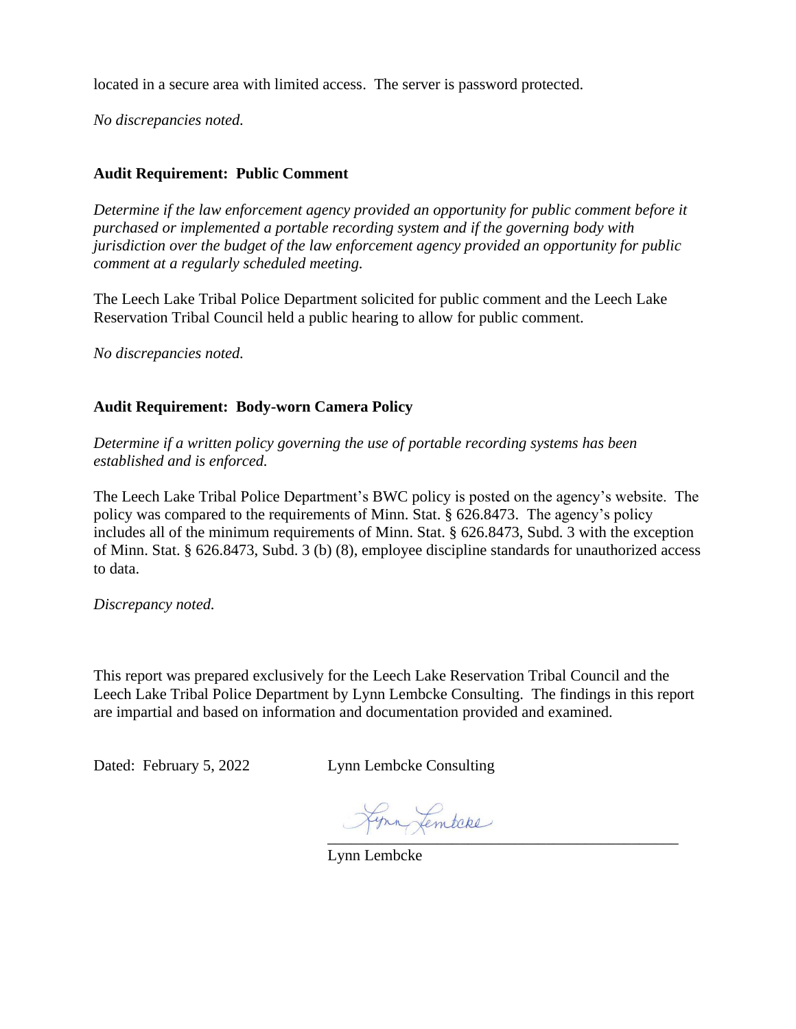located in a secure area with limited access. The server is password protected.

*No discrepancies noted.*

**Audit Requirement: Public Comment**

*Determine if the law enforcement agency provided an opportunity for public comment before it purchased or implemented a portable recording system and if the governing body with jurisdiction over the budget of the law enforcement agency provided an opportunity for public comment at a regularly scheduled meeting.*

The Leech Lake Tribal Police Department solicited for public comment and the Leech Lake Reservation Tribal Council held a public hearing to allow for public comment.

*No discrepancies noted.*

**Audit Requirement: Body-worn Camera Policy**

*Determine if a written policy governing the use of portable recording systems has been established and is enforced.*

The Leech Lake Tribal Police Department's BWC policy is posted on the agency's website. The policy was compared to the requirements of Minn. Stat. § 626.8473. The agency's policy includes all of the minimum requirements of Minn. Stat. § 626.8473, Subd. 3 with the exception of Minn. Stat. § 626.8473, Subd. 3 (b) (8), employee discipline standards for unauthorized access to data.

*Discrepancy noted.*

This report was prepared exclusively for the Leech Lake Reservation Tribal Council and the Leech Lake Tribal Police Department by Lynn Lembcke Consulting. The findings in this report are impartial and based on information and documentation provided and examined.

Dated: February 5, 2022

Lynn Lembcke Consulting

Lynn Lembcke